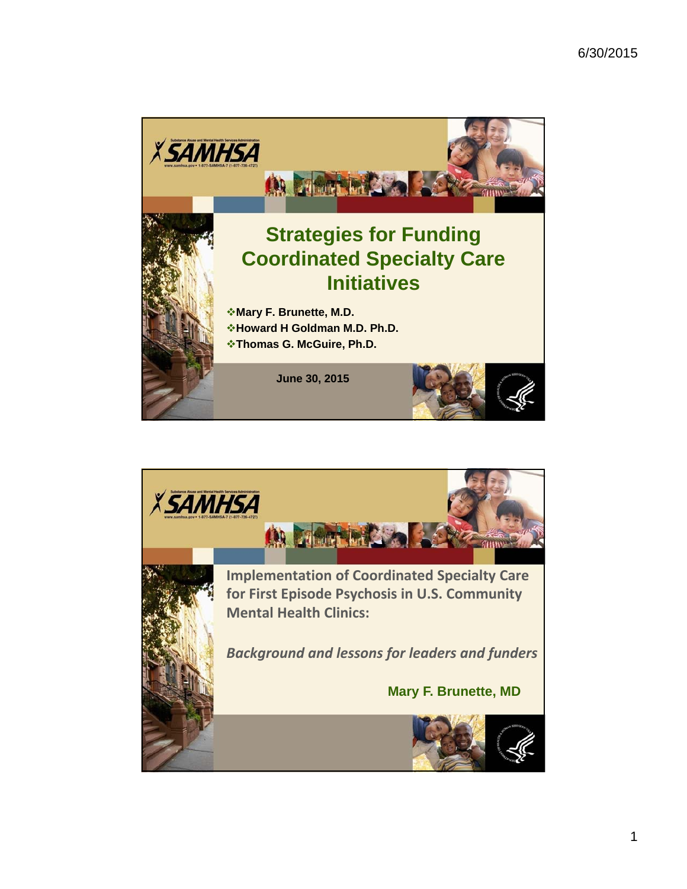# Strategies for Funding Coordinated Specialty Care Initiatives

- Mary F. Brunette, M.D.
- Howard H Goldman M.D. Ph.D.
- Thomas G. McGuire, Ph.D.

June 30, 2015

## Implementation of Coordinated Specialty Care for First Episode Psychosis in U.S. Community Mental Health Clinics:

*Background and lessons for leaders and funders*

**Mary F. Brunette, MD**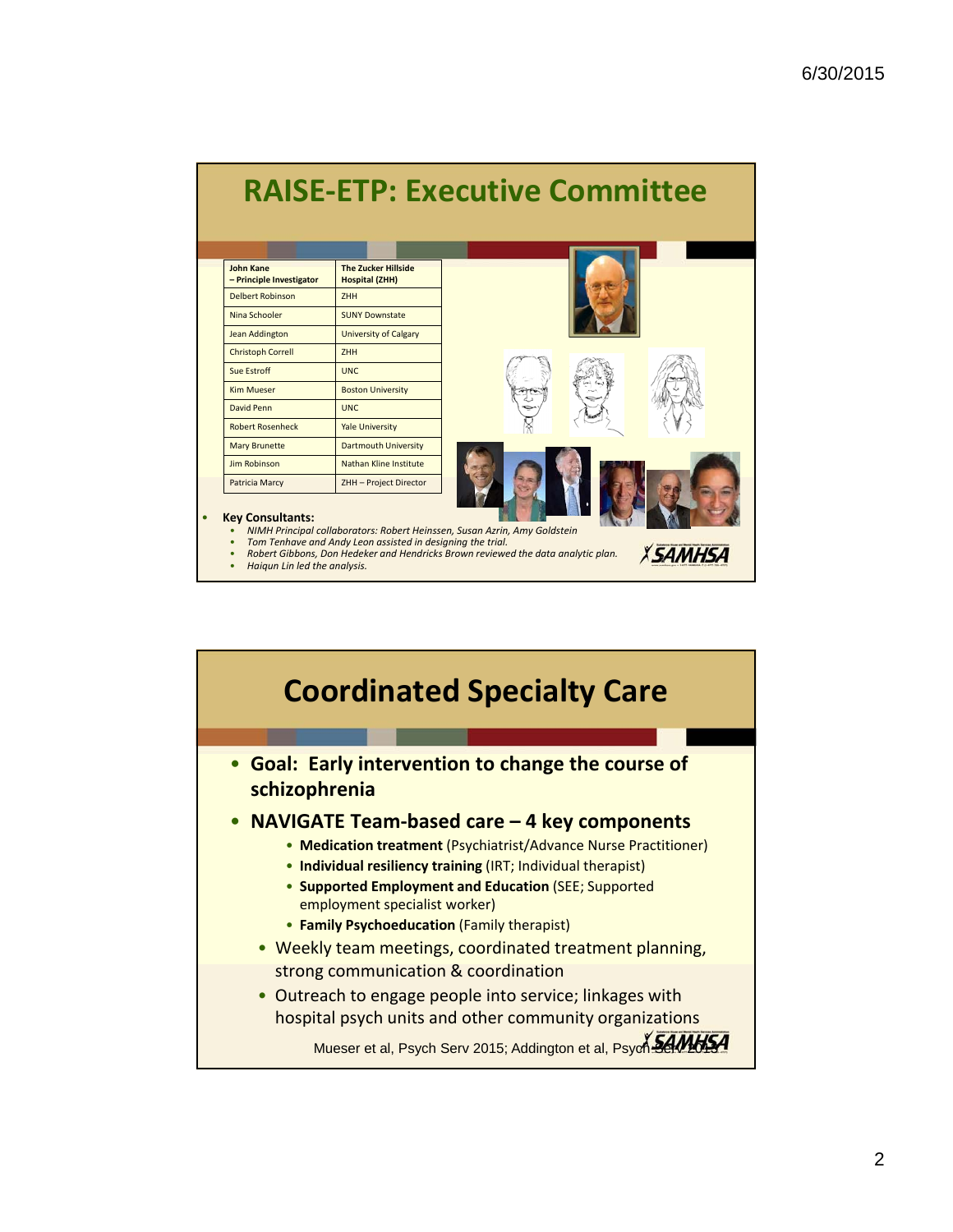# RAISE-ETP: Executive Committee

| **John Kane – Principle Investigator** | **The Zucker Hillside Hospital (ZHH)** |
|---|---|
| Delbert Robinson | ZHH |
| Nina Schooler | SUNY Downstate |
| Jean Addington | University of Calgary |
| Christoph Correll | ZHH |
| Sue Estroff | UNC |
| Kim Mueser | Boston University |
| David Penn | UNC |
| Robert Rosenheck | Yale University |
| Mary Brunette | Dartmouth University |
| Jim Robinson | Nathan Kline Institute |
| Patricia Marcy | ZHH – Project Director |

- **Key Consultants:**
  - *NIMH Principal collaborators: Robert Heinssen, Susan Azrin, Amy Goldstein*
  - *Tom Tenhave and Andy Leon assisted in designing the trial.*
  - *Robert Gibbons, Don Hedeker and Hendricks Brown reviewed the data analytic plan.*
  - *Haiqun Lin led the analysis.*

# Coordinated Specialty Care

- **Goal: Early intervention to change the course of schizophrenia**
- **NAVIGATE Team-based care – 4 key components**
  - **Medication treatment** (Psychiatrist/Advance Nurse Practitioner)
  - **Individual resiliency training** (IRT; Individual therapist)
  - **Supported Employment and Education** (SEE; Supported employment specialist worker)
  - **Family Psychoeducation** (Family therapist)
- Weekly team meetings, coordinated treatment planning, strong communication & coordination
- Outreach to engage people into service; linkages with hospital psych units and other community organizations

Mueser et al, Psych Serv 2015; Addington et al, Psych Serv 2015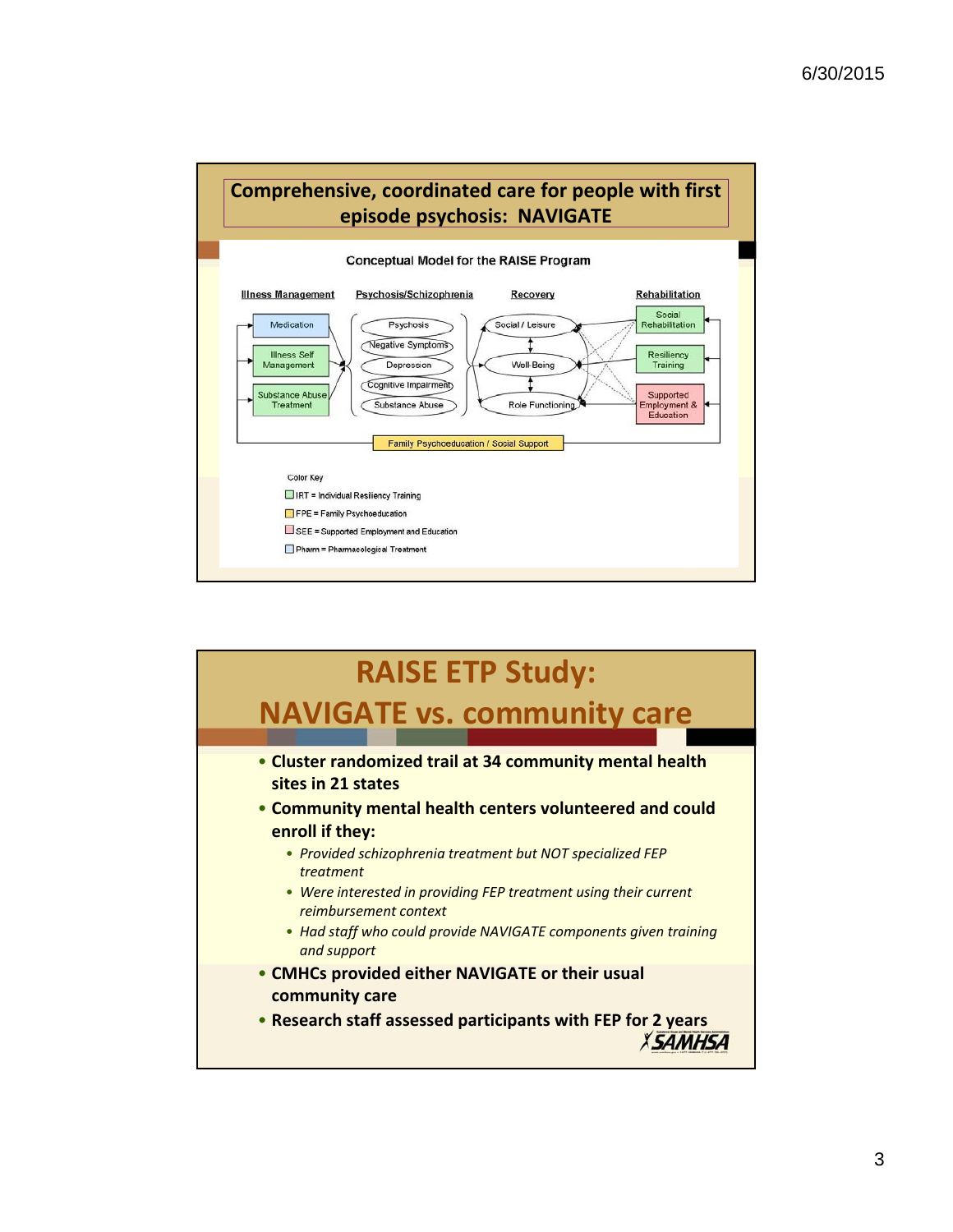## Comprehensive, coordinated care for people with first episode psychosis: NAVIGATE

Conceptual Model for the RAISE Program

| Illness Management | Psychosis/Schizophrenia | Recovery | Rehabilitation |
| --- | --- | --- | --- |
| Medication | Psychosis | Social / Leisure | Social Rehabilitation |
| Illness Self Management | Negative Symptoms | Well-Being | Resiliency Training |
| Substance Abuse Treatment | Depression | Role Functioning | Supported Employment & Education |
| | Cognitive Impairment | | |
| | Substance Abuse | | |

Family Psychoeducation / Social Support

Color Key

- IRT = Individual Resiliency Training
- FPE = Family Psychoeducation
- SEE = Supported Employment and Education
- Pharm = Pharmacological Treatment

## RAISE ETP Study: NAVIGATE vs. community care

- **Cluster randomized trail at 34 community mental health sites in 21 states**
- **Community mental health centers volunteered and could enroll if they:**
  - *Provided schizophrenia treatment but NOT specialized FEP treatment*
  - *Were interested in providing FEP treatment using their current reimbursement context*
  - *Had staff who could provide NAVIGATE components given training and support*
- **CMHCs provided either NAVIGATE or their usual community care**
- **Research staff assessed participants with FEP for 2 years**

SAMHSA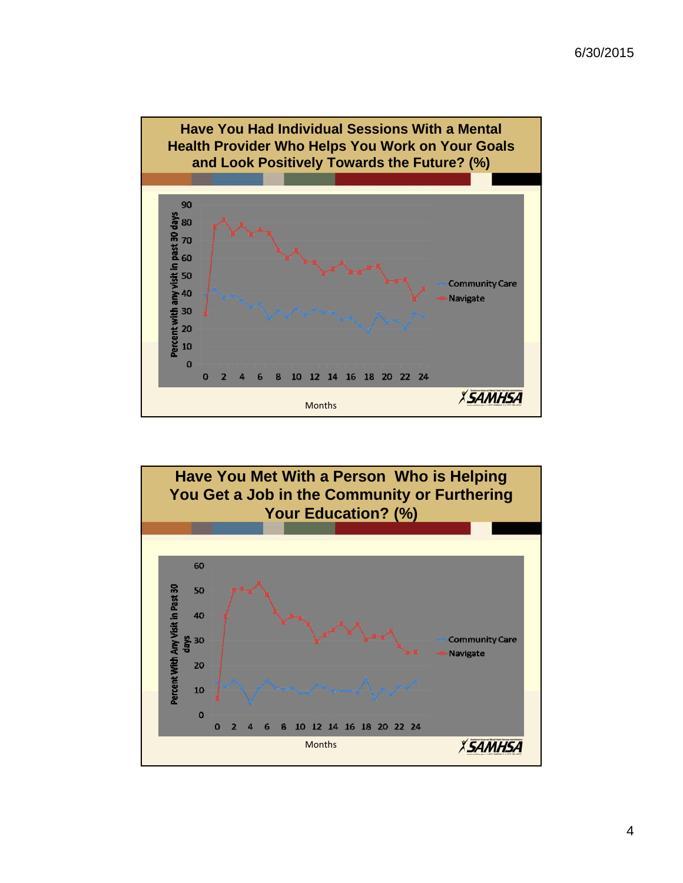## Have You Had Individual Sessions With a Mental Health Provider Who Helps You Work on Your Goals and Look Positively Towards the Future? (%)

Percent with any visit in past 30 days

90
80
70
60
50
40
30
20
10
0

0 2 4 6 8 10 12 14 16 18 20 22 24

Months

- Community Care
- Navigate

SAMHSA

## Have You Met With a Person Who is Helping You Get a Job in the Community or Furthering Your Education? (%)

Percent With Any Visit in Past 30 days

60
50
40
30
20
10
0

0 2 4 6 8 10 12 14 16 18 20 22 24

Months

- Community Care
- Navigate

SAMHSA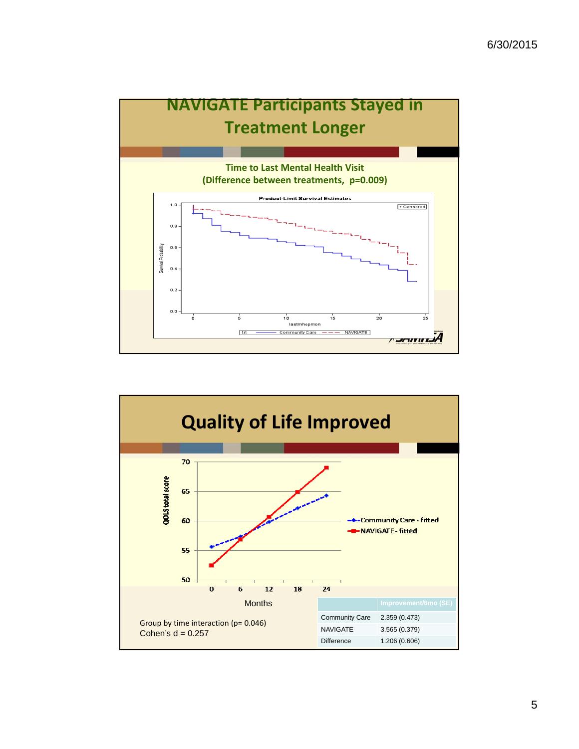# NAVIGATE Participants Stayed in Treatment Longer

Time to Last Mental Health Visit
(Difference between treatments, p=0.009)

Product-Limit Survival Estimates

# Quality of Life Improved

Group by time interaction (p= 0.046)
Cohen's d = 0.257

| | Improvement/6mo (SE) |
|---|---|
| Community Care | 2.359 (0.473) |
| NAVIGATE | 3.565 (0.379) |
| Difference | 1.206 (0.606) |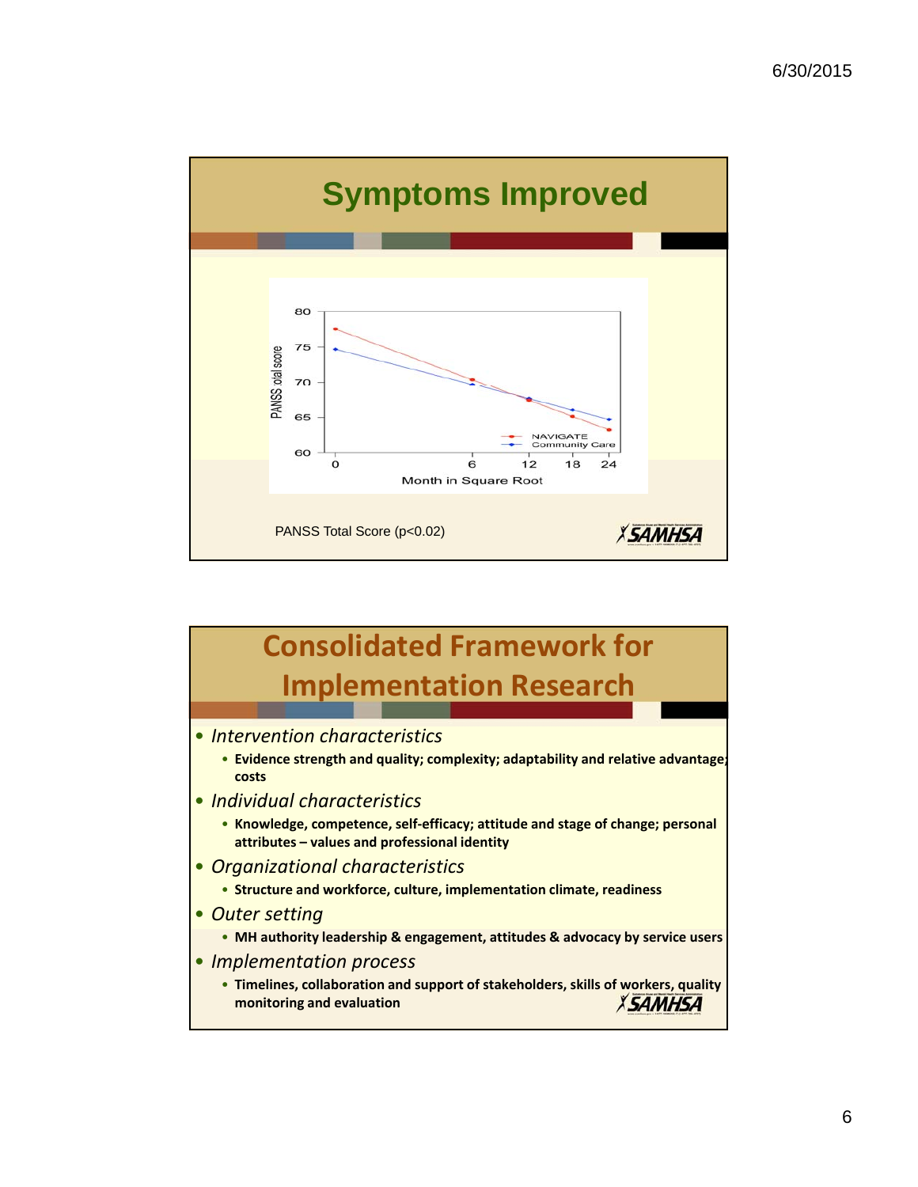## Symptoms Improved

PANSS Total Score (p<0.02)

## Consolidated Framework for Implementation Research

- *Intervention characteristics*
  - **Evidence strength and quality; complexity; adaptability and relative advantage; costs**
- *Individual characteristics*
  - **Knowledge, competence, self-efficacy; attitude and stage of change; personal attributes – values and professional identity**
- *Organizational characteristics*
  - **Structure and workforce, culture, implementation climate, readiness**
- *Outer setting*
  - **MH authority leadership & engagement, attitudes & advocacy by service users**
- *Implementation process*
  - **Timelines, collaboration and support of stakeholders, skills of workers, quality monitoring and evaluation**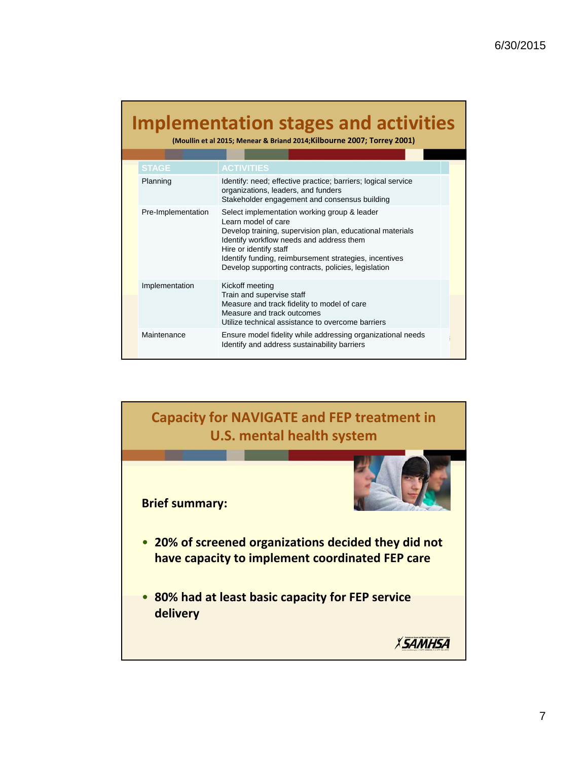# Implementation stages and activities

**(Moullin et al 2015; Menear & Briand 2014; Kilbourne 2007; Torrey 2001)**

| STAGE | ACTIVITIES |
|---|---|
| Planning | Identify: need; effective practice; barriers; logical service organizations, leaders, and funders<br>Stakeholder engagement and consensus building |
| Pre-Implementation | Select implementation working group & leader<br>Learn model of care<br>Develop training, supervision plan, educational materials<br>Identify workflow needs and address them<br>Hire or identify staff<br>Identify funding, reimbursement strategies, incentives<br>Develop supporting contracts, policies, legislation |
| Implementation | Kickoff meeting<br>Train and supervise staff<br>Measure and track fidelity to model of care<br>Measure and track outcomes<br>Utilize technical assistance to overcome barriers |
| Maintenance | Ensure model fidelity while addressing organizational needs<br>Identify and address sustainability barriers |

# Capacity for NAVIGATE and FEP treatment in U.S. mental health system

**Brief summary:**

- **20% of screened organizations decided they did not have capacity to implement coordinated FEP care**
- **80% had at least basic capacity for FEP service delivery**

SAMHSA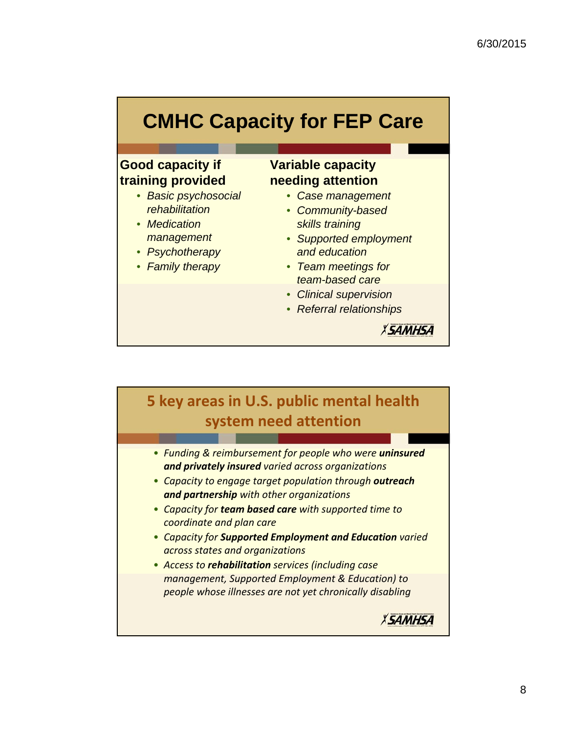# CMHC Capacity for FEP Care

**Good capacity if training provided**

- *Basic psychosocial rehabilitation*
- *Medication management*
- *Psychotherapy*
- *Family therapy*

**Variable capacity needing attention**

- *Case management*
- *Community-based skills training*
- *Supported employment and education*
- *Team meetings for team-based care*
- *Clinical supervision*
- *Referral relationships*

SAMHSA

# 5 key areas in U.S. public mental health system need attention

- *Funding & reimbursement for people who were **uninsured and privately insured** varied across organizations*
- *Capacity to engage target population through **outreach and partnership** with other organizations*
- *Capacity for **team based care** with supported time to coordinate and plan care*
- *Capacity for **Supported Employment and Education** varied across states and organizations*
- *Access to **rehabilitation** services (including case management, Supported Employment & Education) to people whose illnesses are not yet chronically disabling*

SAMHSA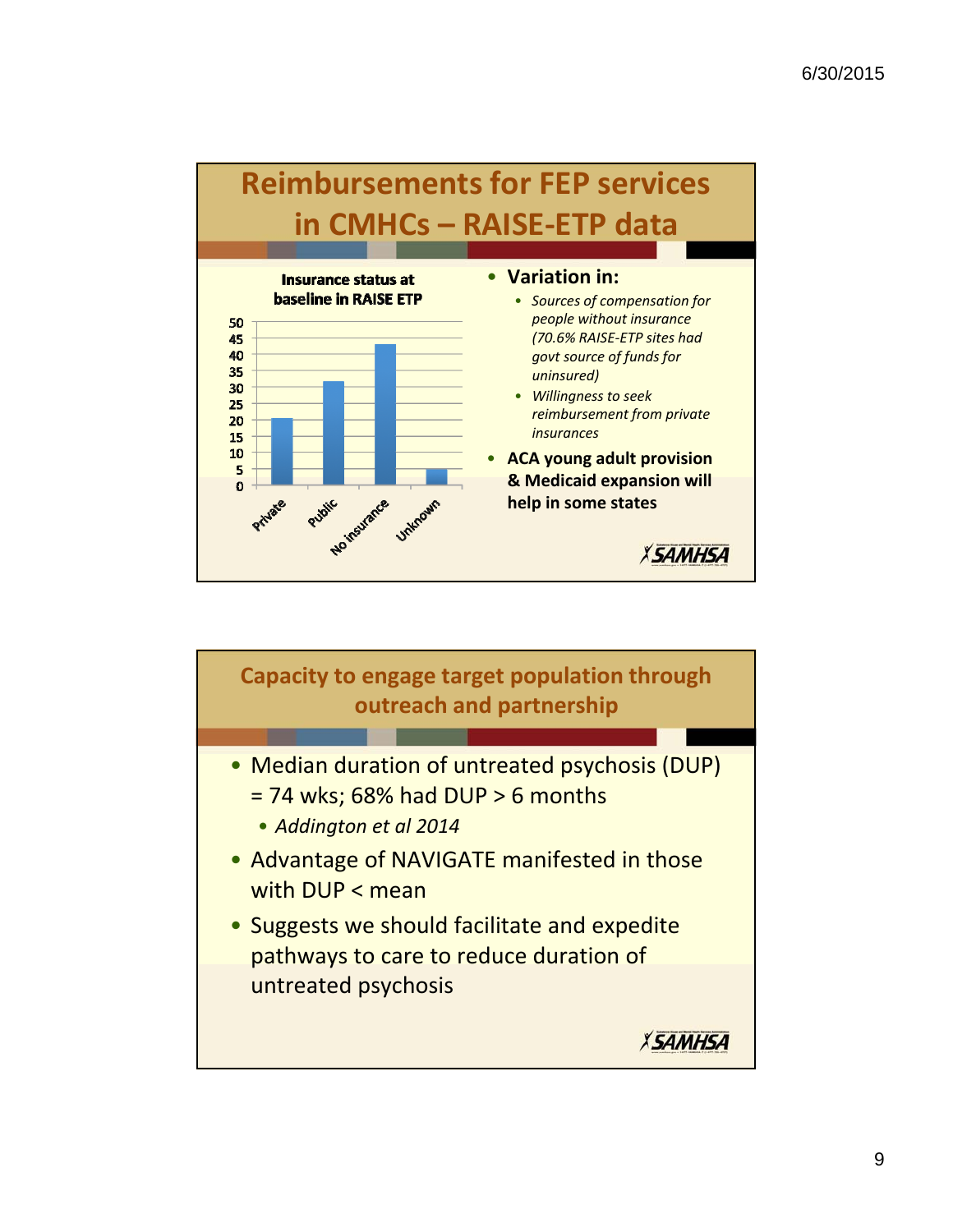## Reimbursements for FEP services in CMHCs – RAISE-ETP data

**Insurance status at baseline in RAISE ETP**

| Category | Value (approx.) |
|---|---|
| Private | 20.5 |
| Public | 32 |
| No insurance | 43 |
| Unknown | 5 |

- **Variation in:**
  - *Sources of compensation for people without insurance (70.6% RAISE-ETP sites had govt source of funds for uninsured)*
  - *Willingness to seek reimbursement from private insurances*
- **ACA young adult provision & Medicaid expansion will help in some states**

## Capacity to engage target population through outreach and partnership

- Median duration of untreated psychosis (DUP) = 74 wks; 68% had DUP > 6 months
  - *Addington et al 2014*
- Advantage of NAVIGATE manifested in those with DUP < mean
- Suggests we should facilitate and expedite pathways to care to reduce duration of untreated psychosis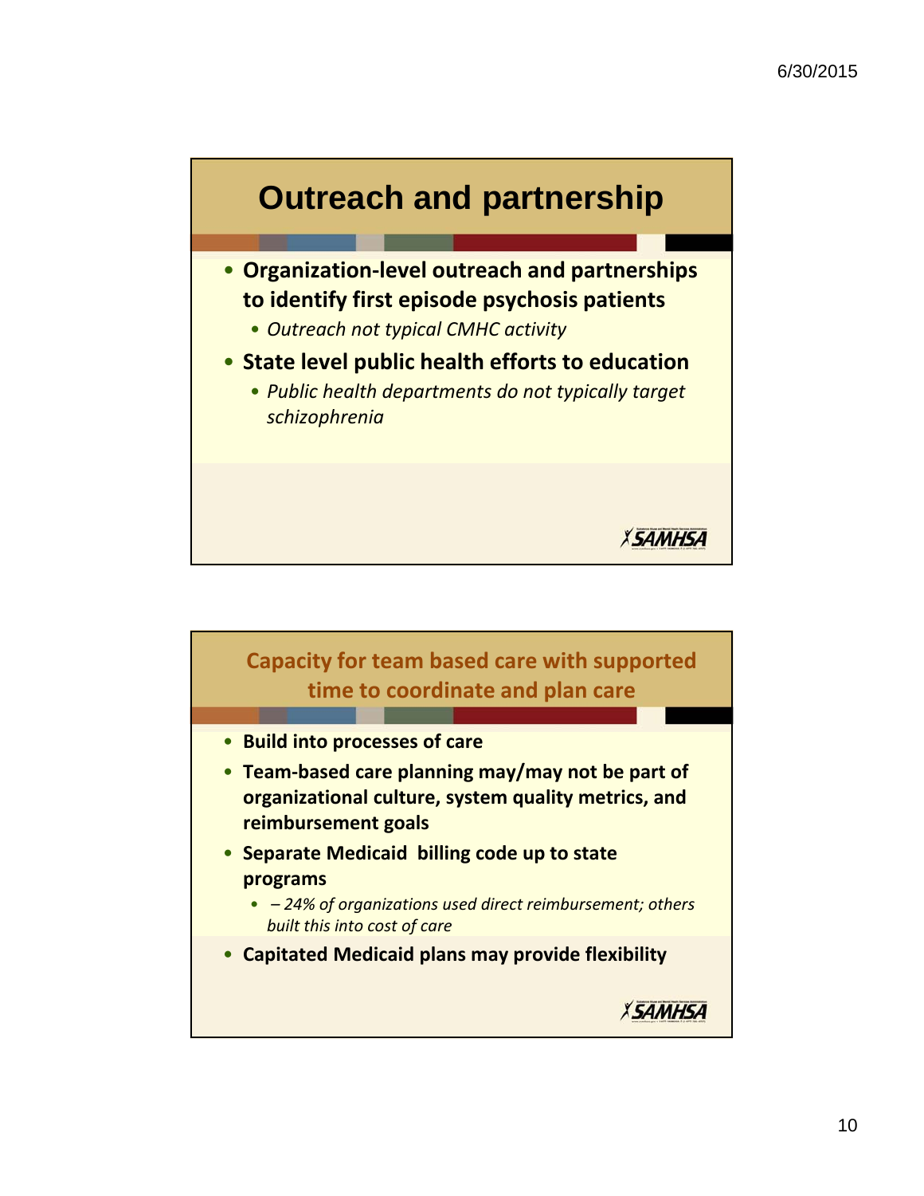## Outreach and partnership

- **Organization-level outreach and partnerships to identify first episode psychosis patients**
  - *Outreach not typical CMHC activity*
- **State level public health efforts to education**
  - *Public health departments do not typically target schizophrenia*

## Capacity for team based care with supported time to coordinate and plan care

- **Build into processes of care**
- **Team-based care planning may/may not be part of organizational culture, system quality metrics, and reimbursement goals**
- **Separate Medicaid billing code up to state programs**
  - *– 24% of organizations used direct reimbursement; others built this into cost of care*
- **Capitated Medicaid plans may provide flexibility**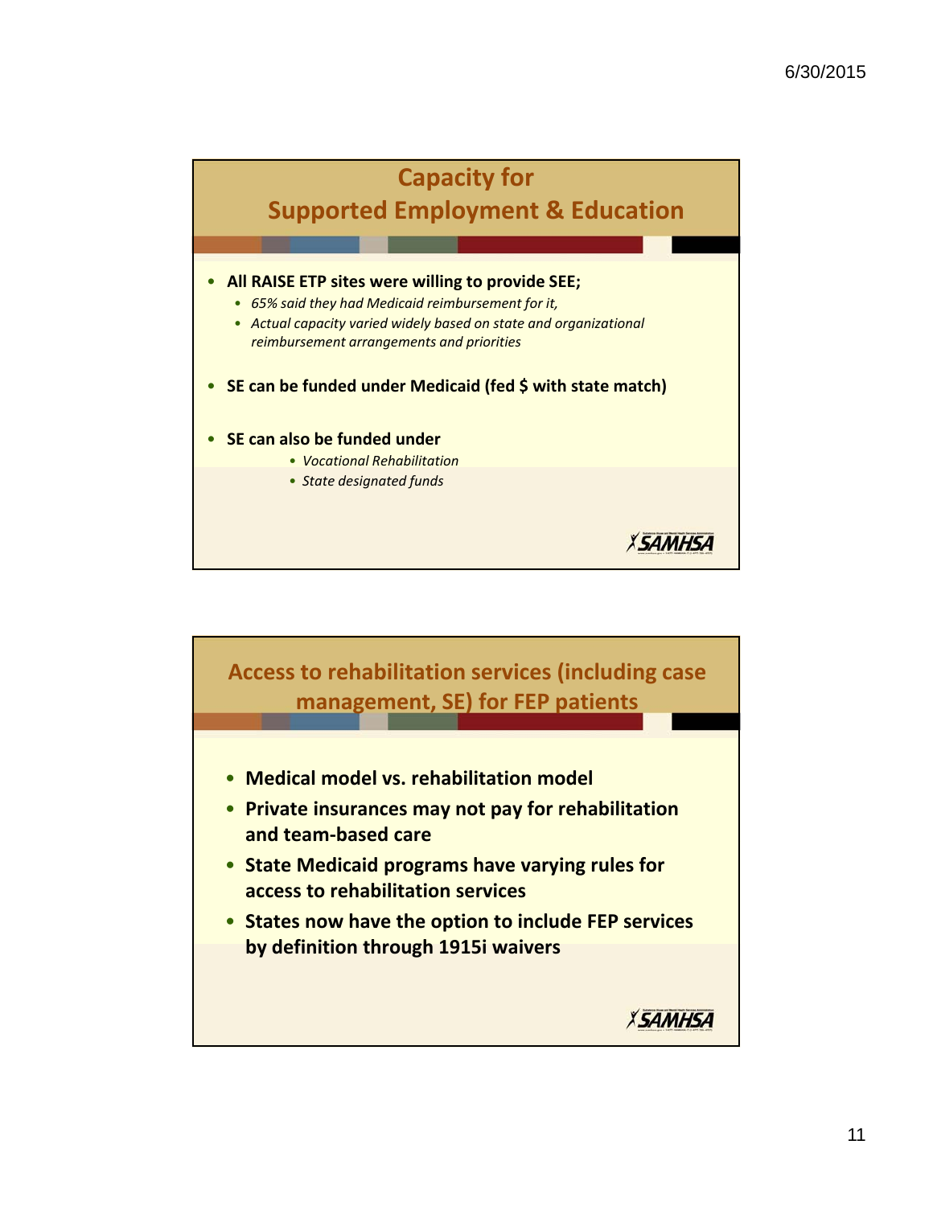## Capacity for Supported Employment & Education

- **All RAISE ETP sites were willing to provide SEE;**
  - *65% said they had Medicaid reimbursement for it,*
  - *Actual capacity varied widely based on state and organizational reimbursement arrangements and priorities*
- **SE can be funded under Medicaid (fed $ with state match)**
- **SE can also be funded under**
  - *Vocational Rehabilitation*
  - *State designated funds*

## Access to rehabilitation services (including case management, SE) for FEP patients

- **Medical model vs. rehabilitation model**
- **Private insurances may not pay for rehabilitation and team-based care**
- **State Medicaid programs have varying rules for access to rehabilitation services**
- **States now have the option to include FEP services by definition through 1915i waivers**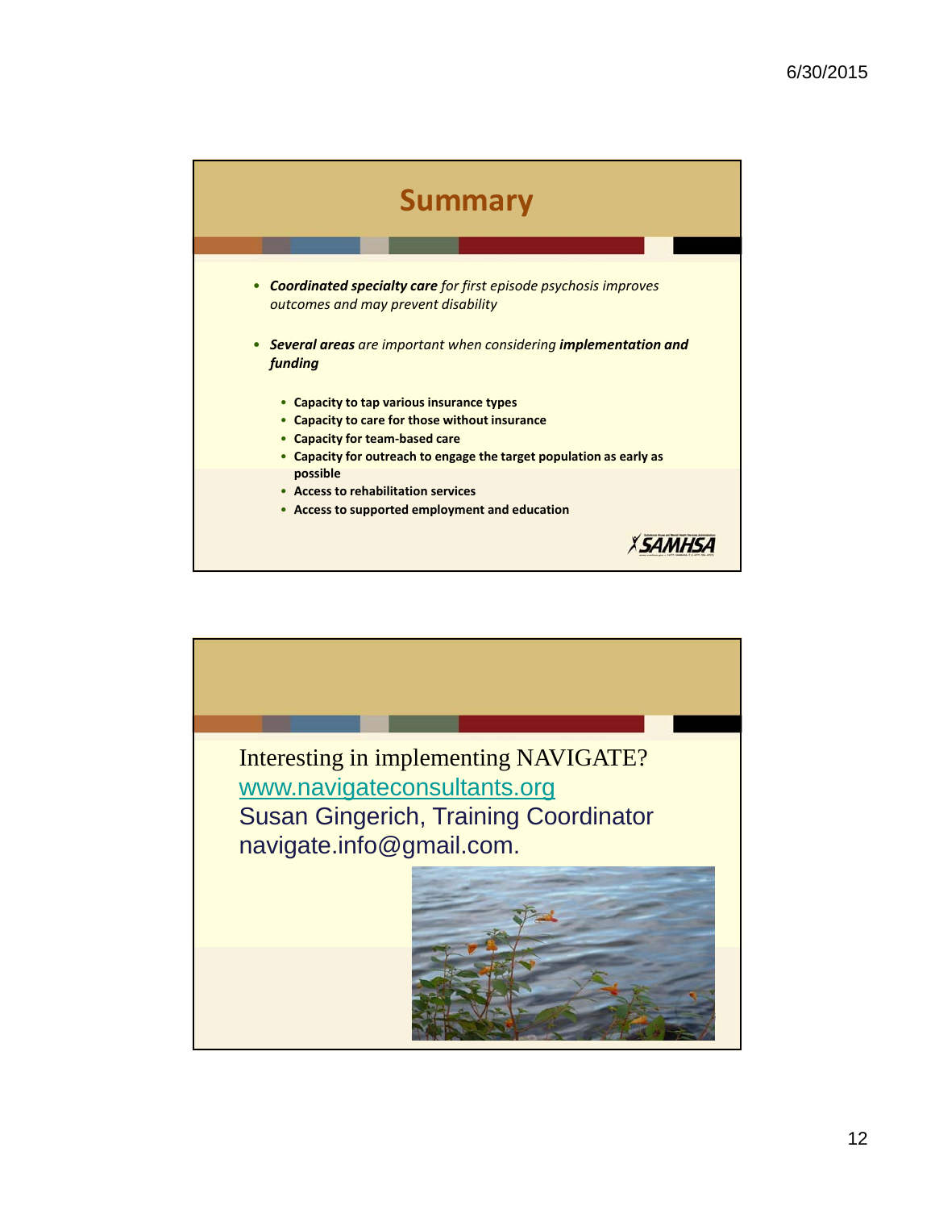# Summary

- ***Coordinated specialty care*** *for first episode psychosis improves outcomes and may prevent disability*
- ***Several areas*** *are important when considering* ***implementation and funding***
  - **Capacity to tap various insurance types**
  - **Capacity to care for those without insurance**
  - **Capacity for team-based care**
  - **Capacity for outreach to engage the target population as early as possible**
  - **Access to rehabilitation services**
  - **Access to supported employment and education**

SAMHSA

---

Interesting in implementing NAVIGATE?
[www.navigateconsultants.org](http://www.navigateconsultants.org)
Susan Gingerich, Training Coordinator
navigate.info@gmail.com.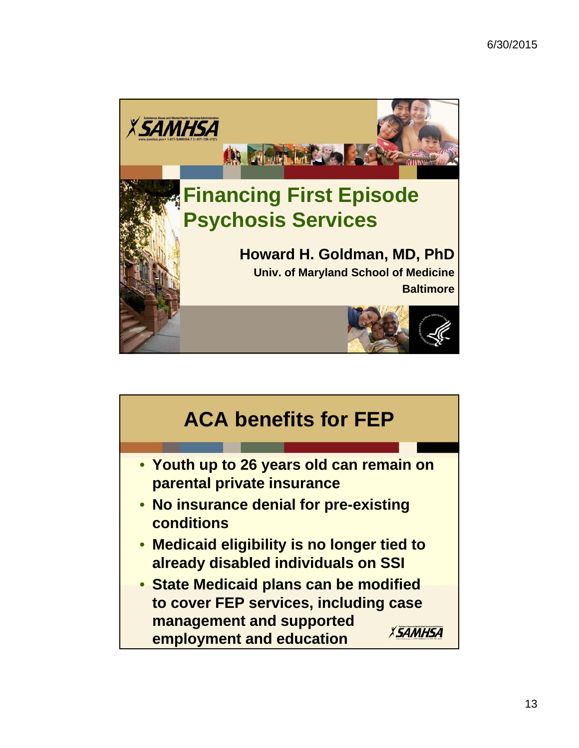# Financing First Episode Psychosis Services

**Howard H. Goldman, MD, PhD**
**Univ. of Maryland School of Medicine**
**Baltimore**

## ACA benefits for FEP

- **Youth up to 26 years old can remain on parental private insurance**
- **No insurance denial for pre-existing conditions**
- **Medicaid eligibility is no longer tied to already disabled individuals on SSI**
- **State Medicaid plans can be modified to cover FEP services, including case management and supported employment and education**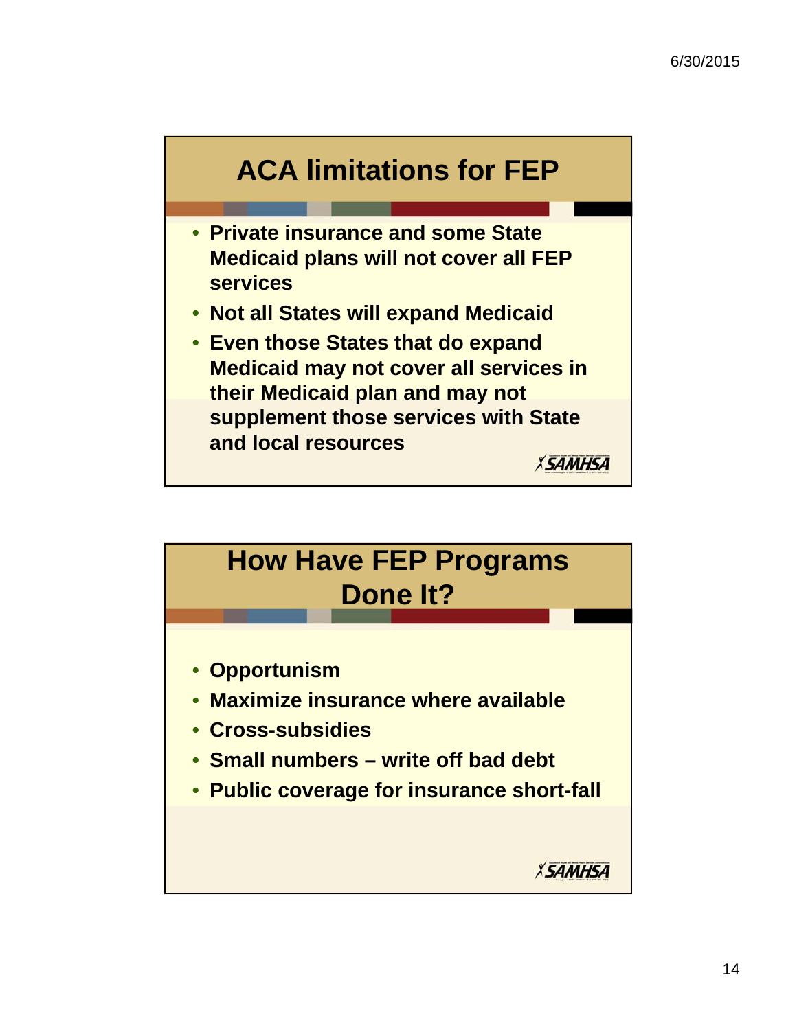## ACA limitations for FEP

- Private insurance and some State Medicaid plans will not cover all FEP services
- Not all States will expand Medicaid
- Even those States that do expand Medicaid may not cover all services in their Medicaid plan and may not supplement those services with State and local resources

## How Have FEP Programs Done It?

- Opportunism
- Maximize insurance where available
- Cross-subsidies
- Small numbers – write off bad debt
- Public coverage for insurance short-fall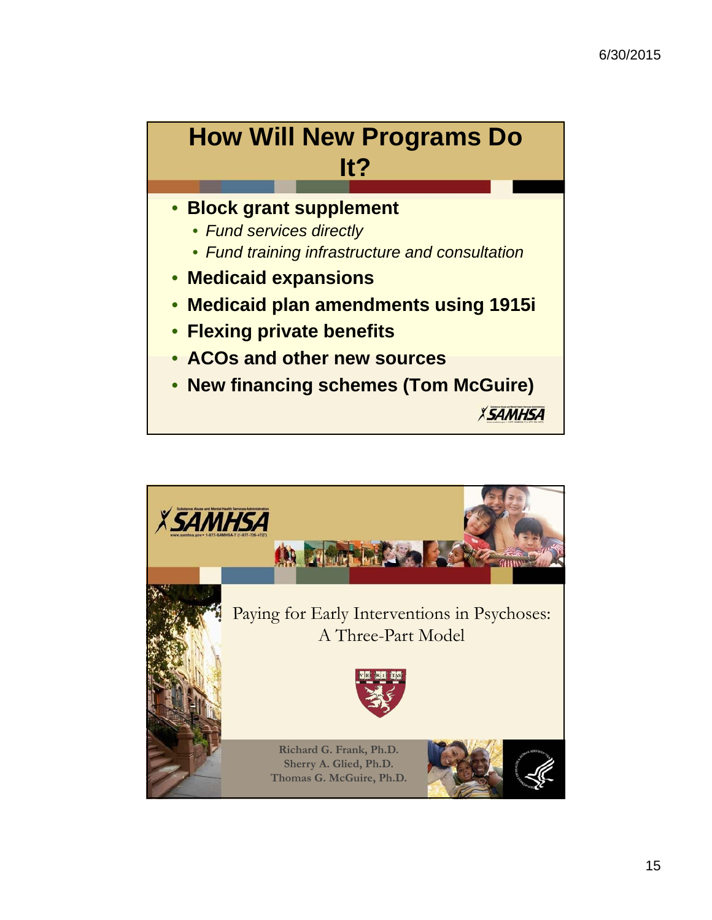## How Will New Programs Do It?

- **Block grant supplement**
  - *Fund services directly*
  - *Fund training infrastructure and consultation*
- **Medicaid expansions**
- **Medicaid plan amendments using 1915i**
- **Flexing private benefits**
- **ACOs and other new sources**
- **New financing schemes (Tom McGuire)**

SAMHSA

---

SAMHSA

Substance Abuse and Mental Health Services Administration

www.samhsa.gov • 1-877-SAMHSA-7 (1-877-726-4727)

## Paying for Early Interventions in Psychoses: A Three-Part Model

VE RI TAS

Richard G. Frank, Ph.D.
Sherry A. Glied, Ph.D.
Thomas G. McGuire, Ph.D.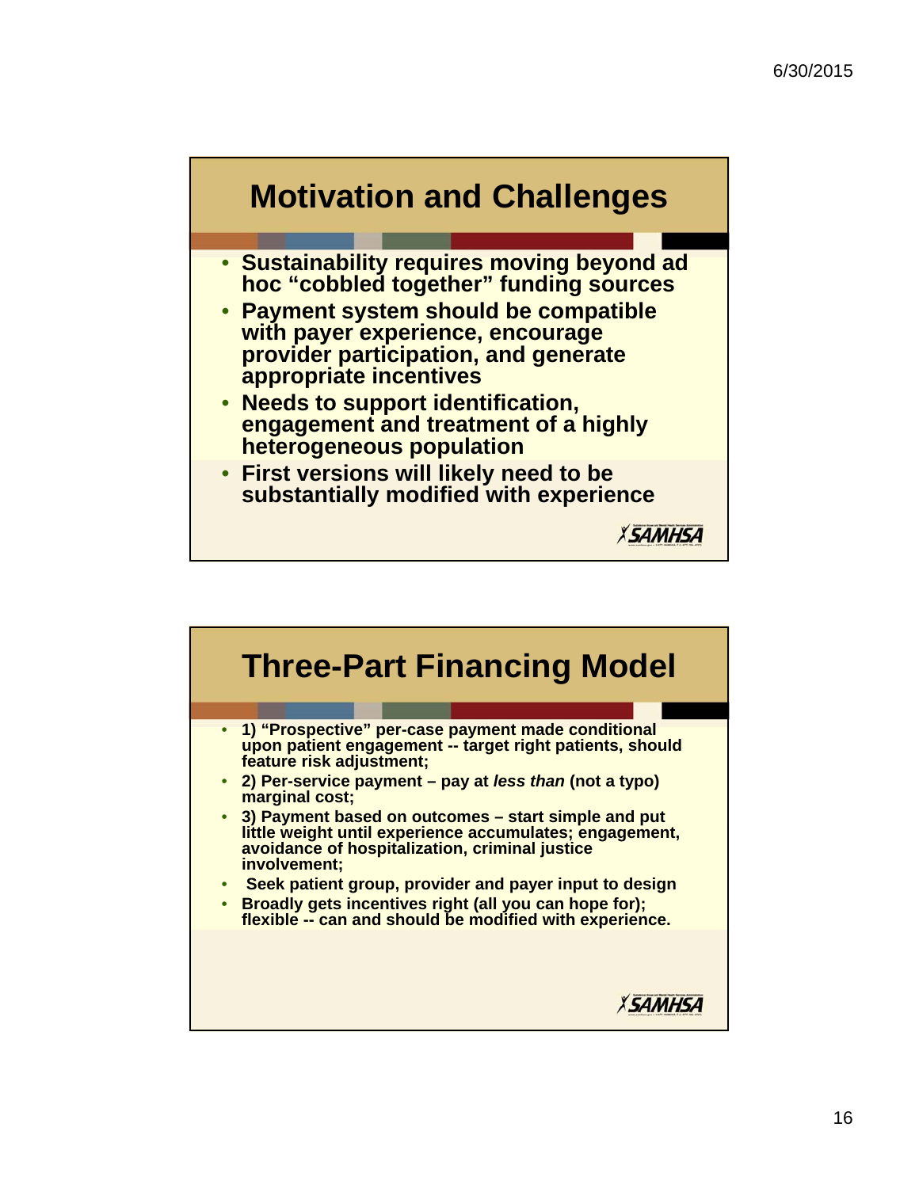## Motivation and Challenges

- Sustainability requires moving beyond ad hoc "cobbled together" funding sources
- Payment system should be compatible with payer experience, encourage provider participation, and generate appropriate incentives
- Needs to support identification, engagement and treatment of a highly heterogeneous population
- First versions will likely need to be substantially modified with experience

## Three-Part Financing Model

- 1) "Prospective" per-case payment made conditional upon patient engagement -- target right patients, should feature risk adjustment;
- 2) Per-service payment – pay at *less than* (not a typo) marginal cost;
- 3) Payment based on outcomes – start simple and put little weight until experience accumulates; engagement, avoidance of hospitalization, criminal justice involvement;
- Seek patient group, provider and payer input to design
- Broadly gets incentives right (all you can hope for); flexible -- can and should be modified with experience.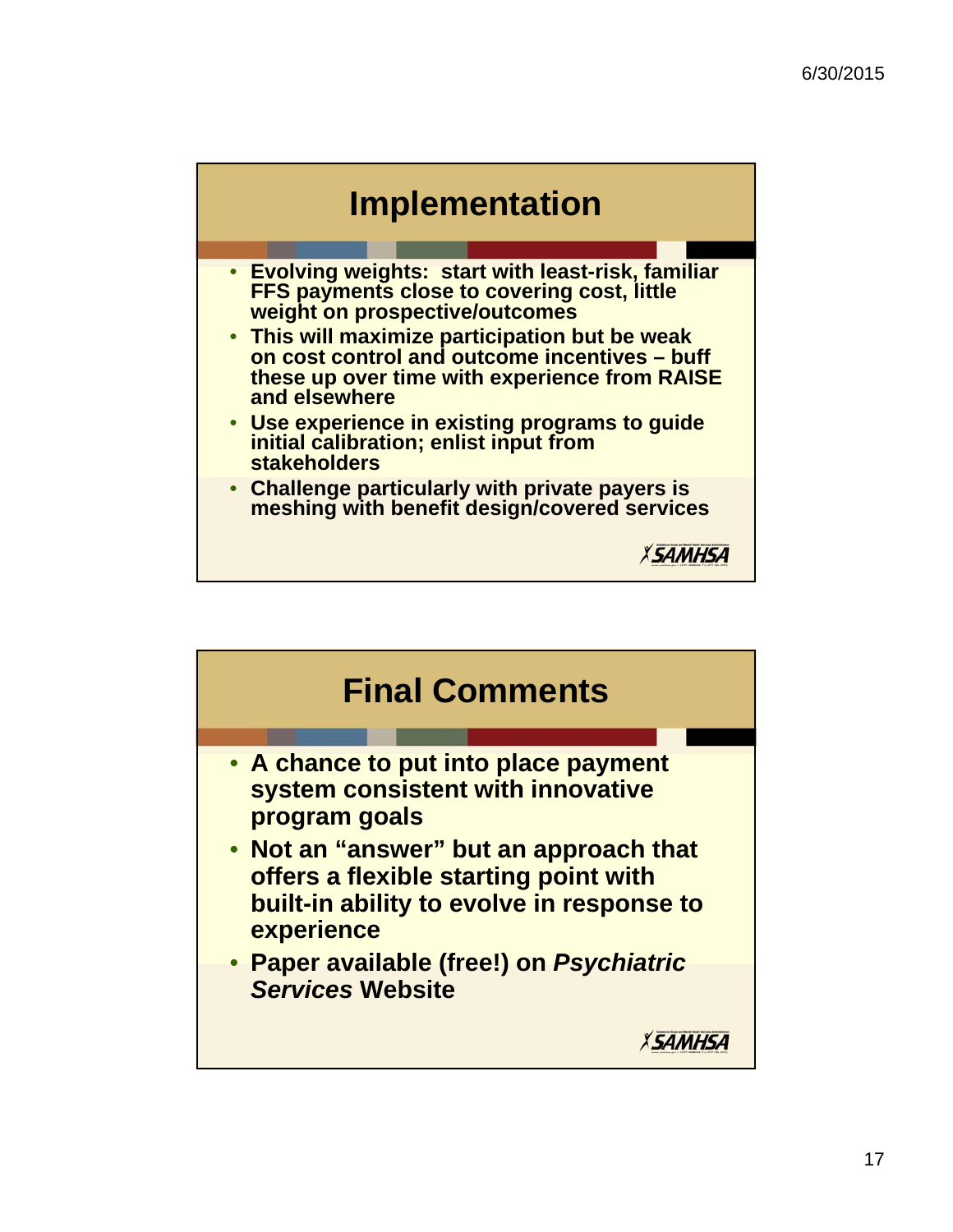## Implementation

- Evolving weights: start with least-risk, familiar FFS payments close to covering cost, little weight on prospective/outcomes
- This will maximize participation but be weak on cost control and outcome incentives – buff these up over time with experience from RAISE and elsewhere
- Use experience in existing programs to guide initial calibration; enlist input from stakeholders
- Challenge particularly with private payers is meshing with benefit design/covered services

## Final Comments

- A chance to put into place payment system consistent with innovative program goals
- Not an "answer" but an approach that offers a flexible starting point with built-in ability to evolve in response to experience
- Paper available (free!) on *Psychiatric Services* Website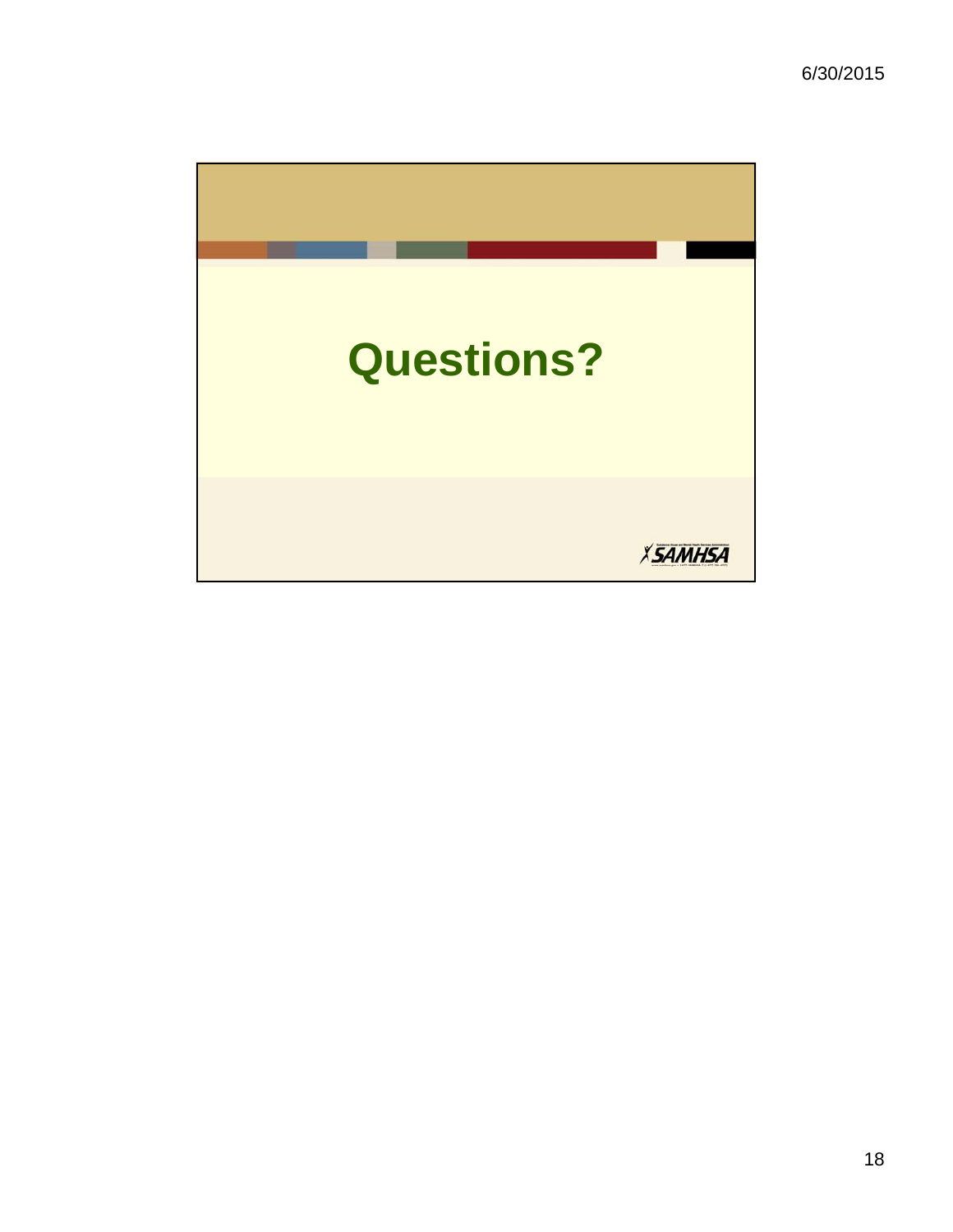# Questions?

SAMHSA